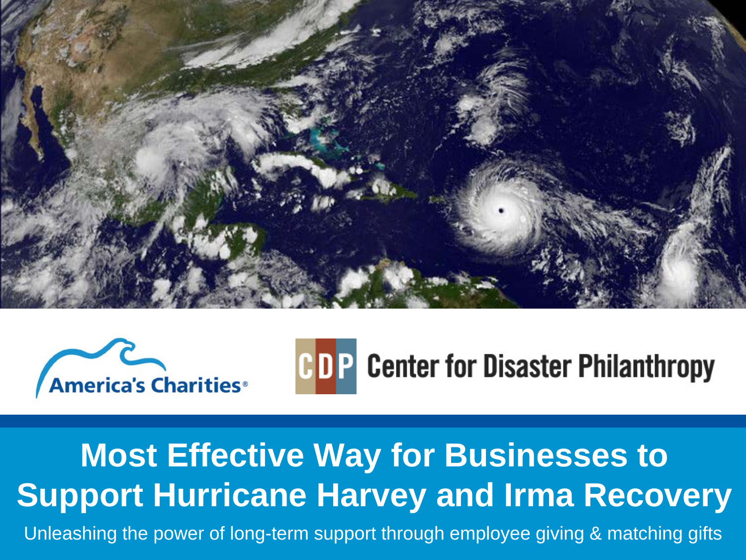America's Charities

CDP Center for Disaster Philanthropy

# Most Effective Way for Businesses to Support Hurricane Harvey and Irma Recovery

Unleashing the power of long-term support through employee giving & matching gifts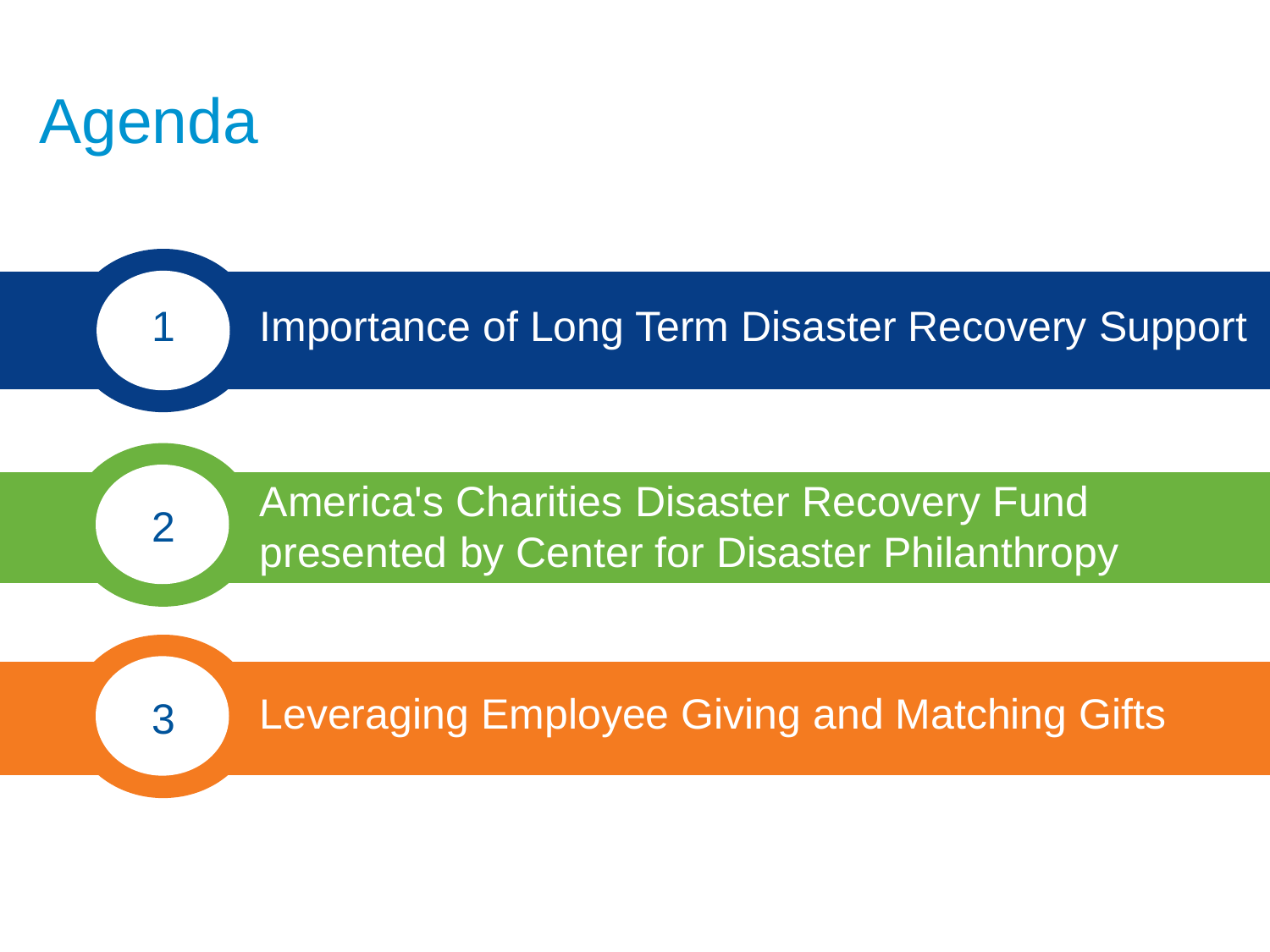# Agenda

1. Importance of Long Term Disaster Recovery Support
2. America's Charities Disaster Recovery Fund presented by Center for Disaster Philanthropy
3. Leveraging Employee Giving and Matching Gifts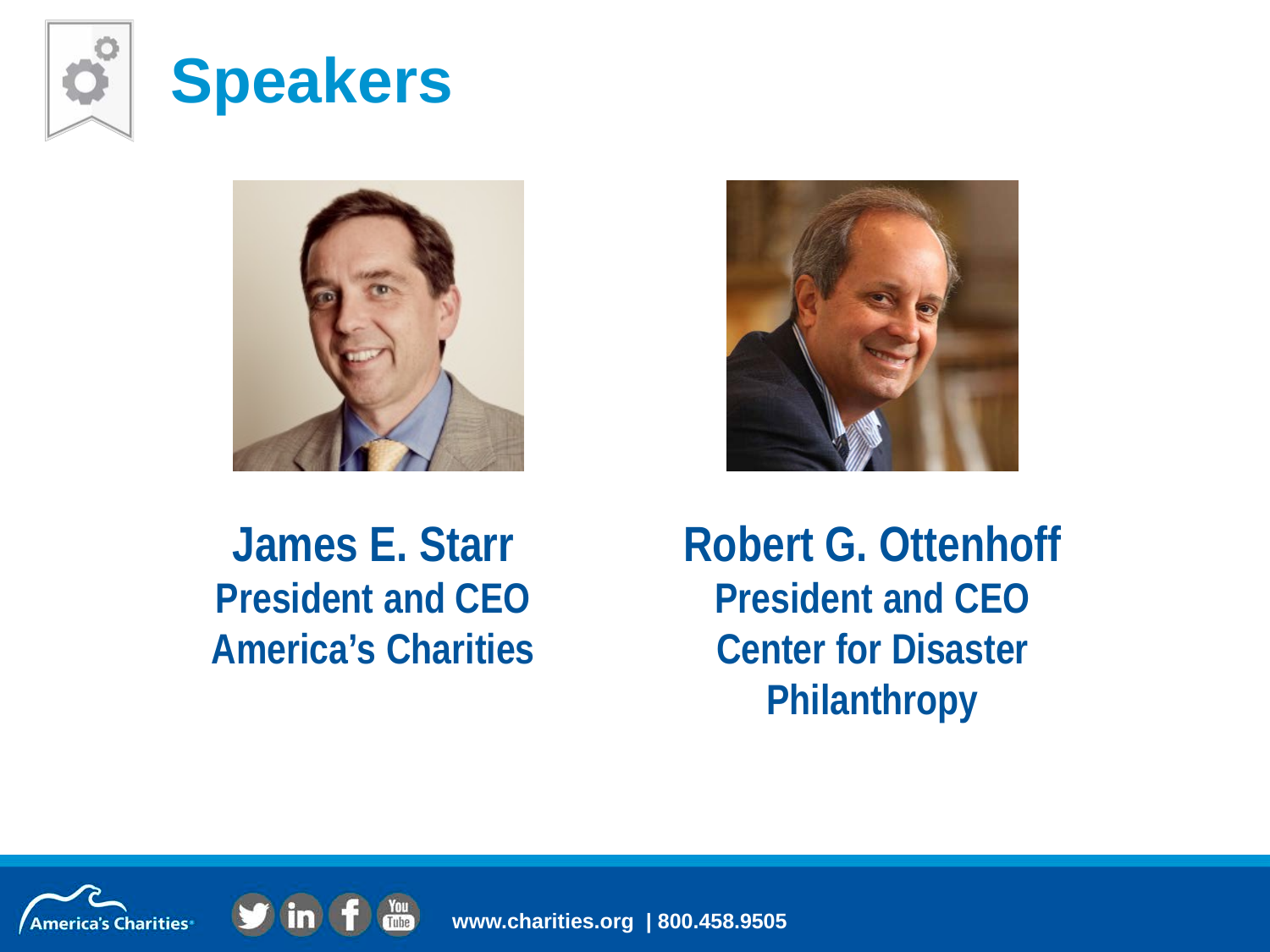# Speakers

**James E. Starr**
**President and CEO**
**America's Charities**

**Robert G. Ottenhoff**
**President and CEO**
**Center for Disaster Philanthropy**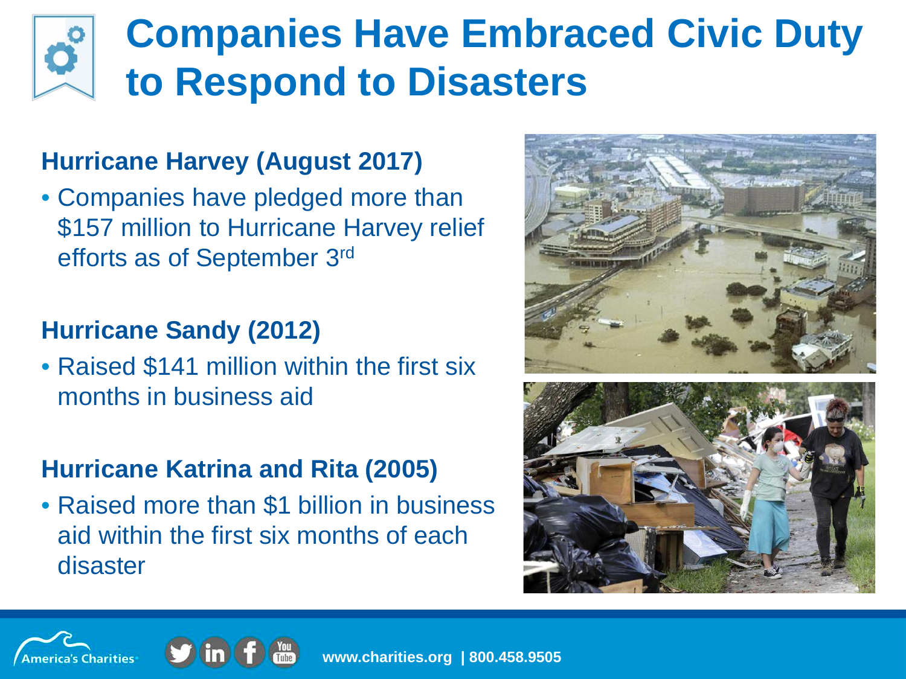# Companies Have Embraced Civic Duty to Respond to Disasters

### Hurricane Harvey (August 2017)

- Companies have pledged more than $157 million to Hurricane Harvey relief efforts as of September 3rd

### Hurricane Sandy (2012)

- Raised $141 million within the first six months in business aid

### Hurricane Katrina and Rita (2005)

- Raised more than $1 billion in business aid within the first six months of each disaster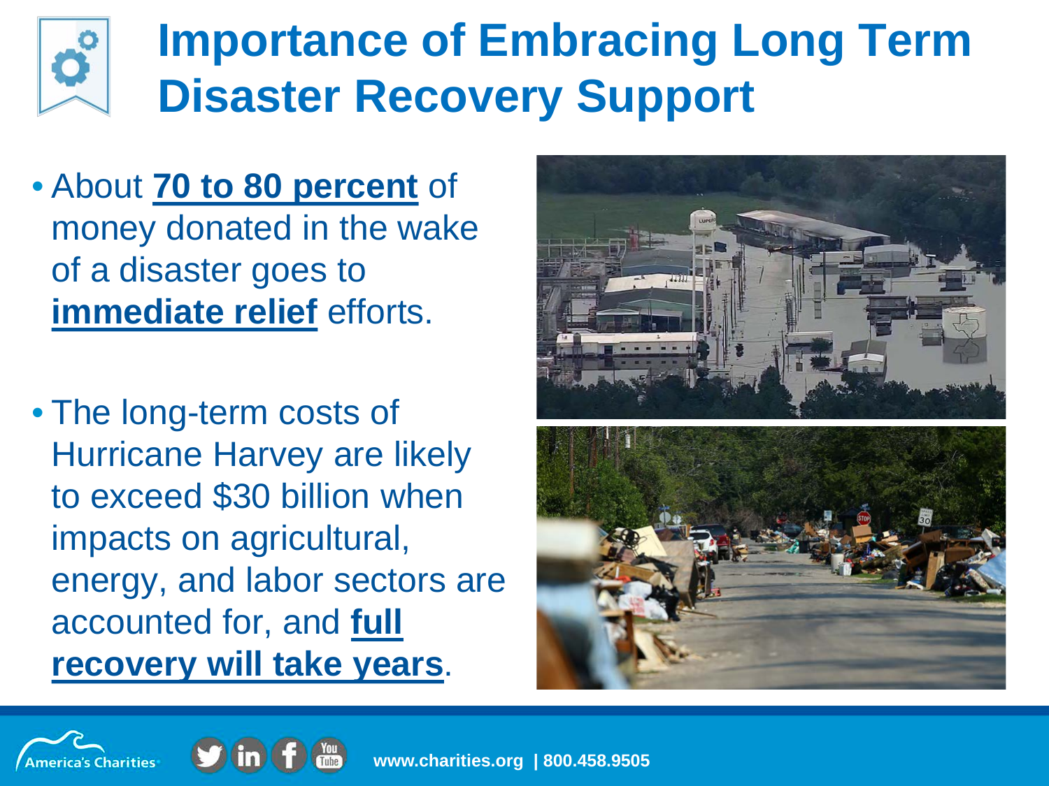# Importance of Embracing Long Term Disaster Recovery Support

- About **70 to 80 percent** of money donated in the wake of a disaster goes to **immediate relief** efforts.
- The long-term costs of Hurricane Harvey are likely to exceed $30 billion when impacts on agricultural, energy, and labor sectors are accounted for, and **full recovery will take years**.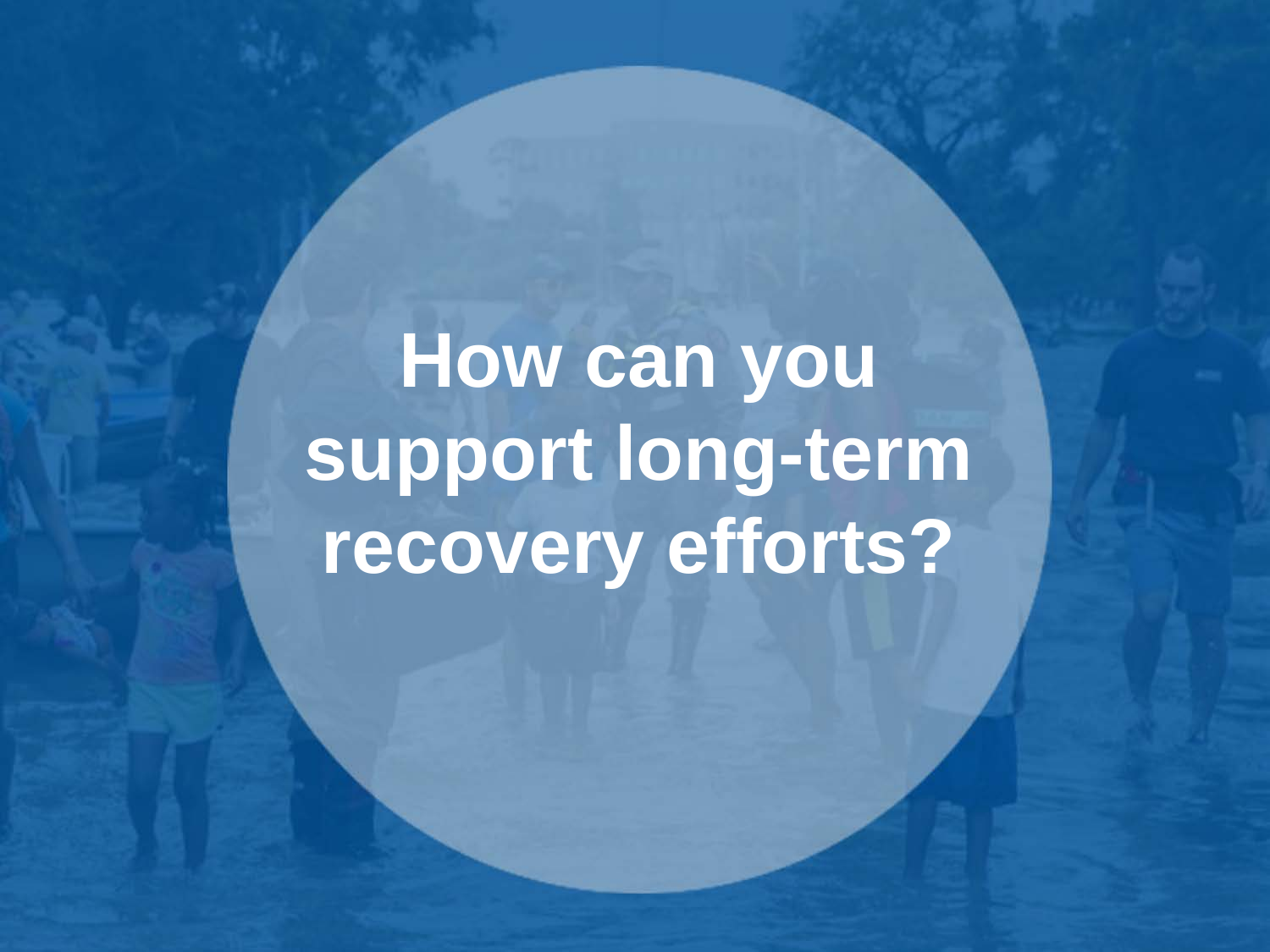# How can you support long-term recovery efforts?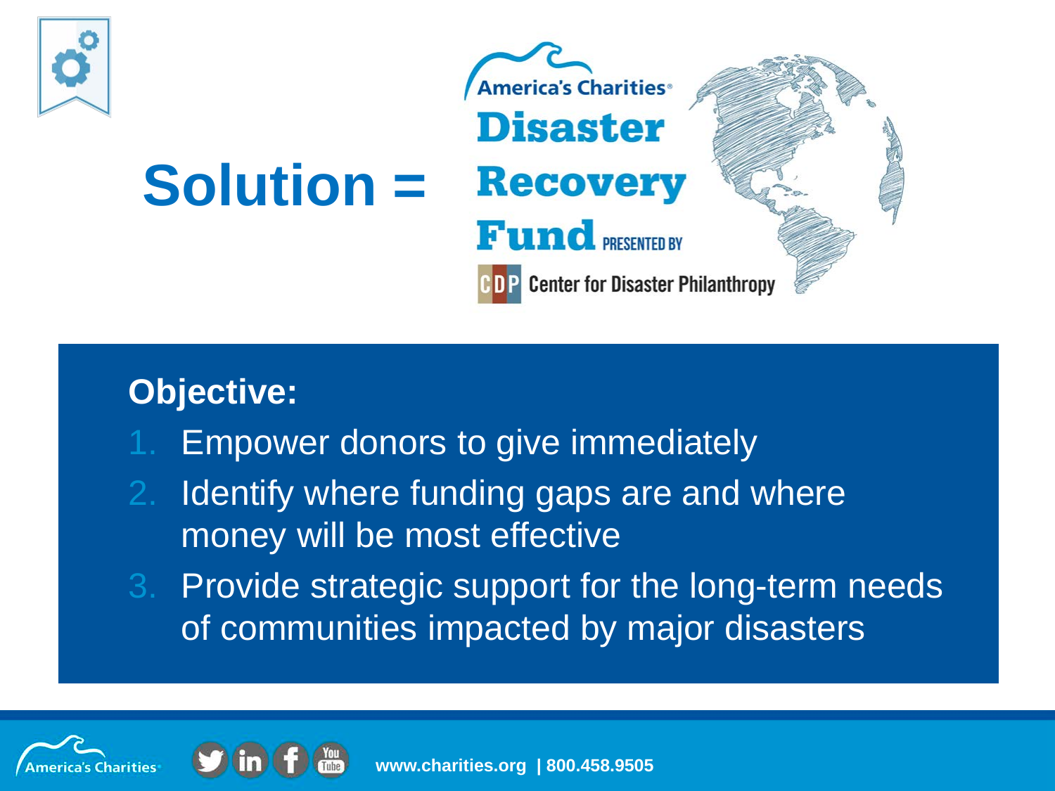# Solution = America's Charities Disaster Recovery Fund PRESENTED BY Center for Disaster Philanthropy

**Objective:**

1. Empower donors to give immediately
2. Identify where funding gaps are and where money will be most effective
3. Provide strategic support for the long-term needs of communities impacted by major disasters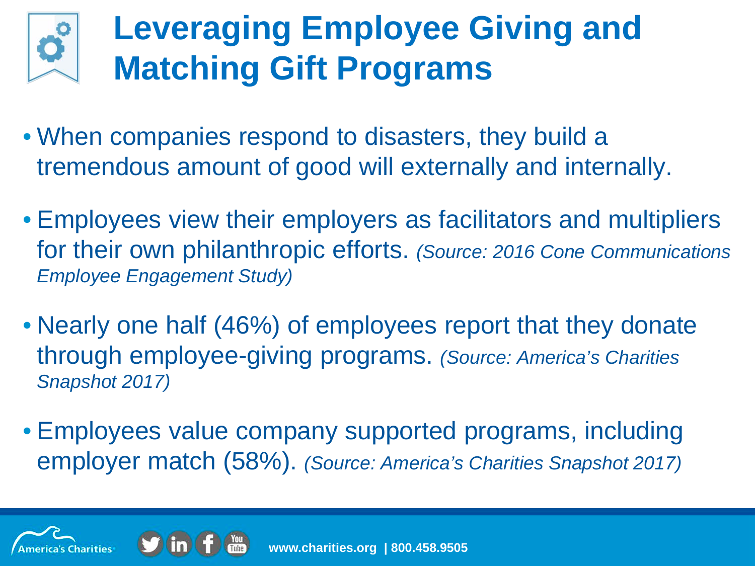# Leveraging Employee Giving and Matching Gift Programs

- When companies respond to disasters, they build a tremendous amount of good will externally and internally.
- Employees view their employers as facilitators and multipliers for their own philanthropic efforts. *(Source: 2016 Cone Communications Employee Engagement Study)*
- Nearly one half (46%) of employees report that they donate through employee-giving programs. *(Source: America's Charities Snapshot 2017)*
- Employees value company supported programs, including employer match (58%). *(Source: America's Charities Snapshot 2017)*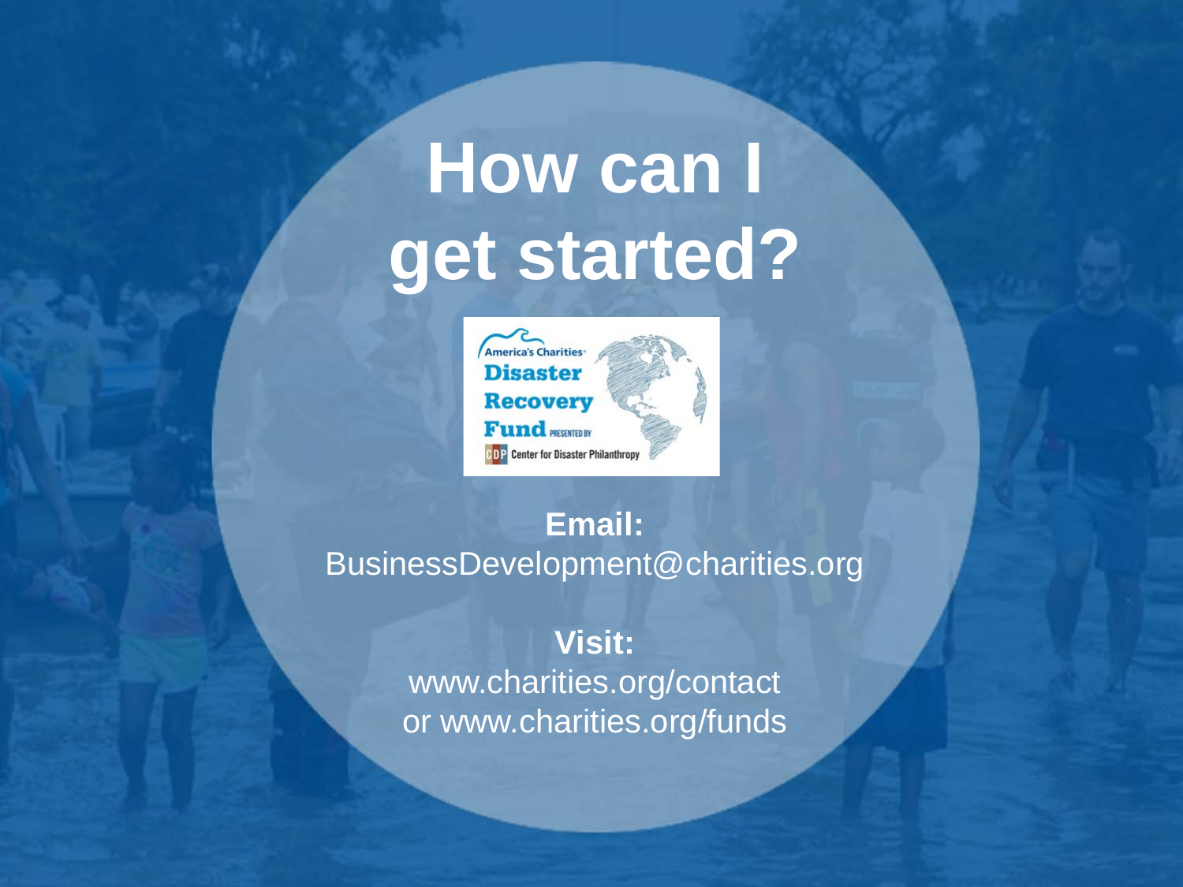# How can I get started?

America's Charities Disaster Recovery Fund PRESENTED BY CDP Center for Disaster Philanthropy

**Email:**
BusinessDevelopment@charities.org

**Visit:**
www.charities.org/contact
or www.charities.org/funds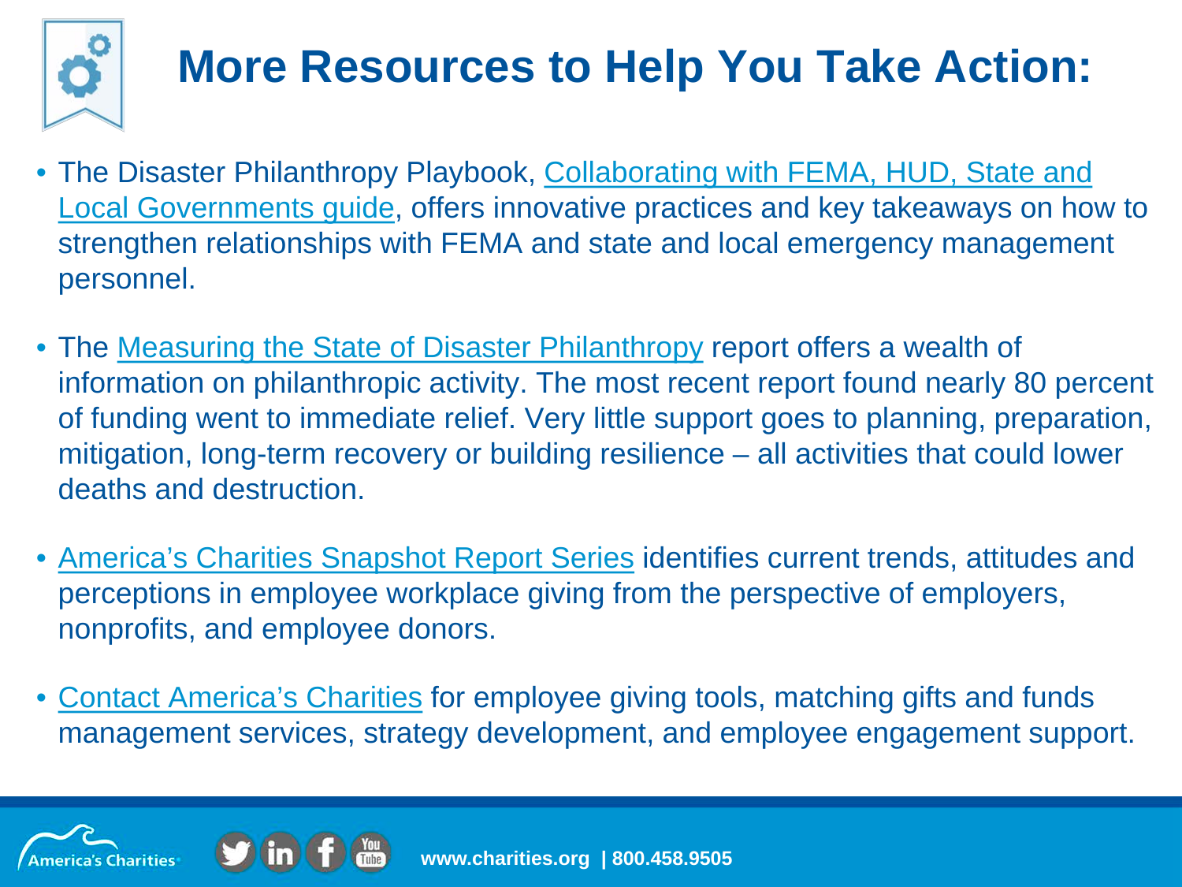# More Resources to Help You Take Action:

- The Disaster Philanthropy Playbook, Collaborating with FEMA, HUD, State and Local Governments guide, offers innovative practices and key takeaways on how to strengthen relationships with FEMA and state and local emergency management personnel.

- The Measuring the State of Disaster Philanthropy report offers a wealth of information on philanthropic activity. The most recent report found nearly 80 percent of funding went to immediate relief. Very little support goes to planning, preparation, mitigation, long-term recovery or building resilience – all activities that could lower deaths and destruction.

- America's Charities Snapshot Report Series identifies current trends, attitudes and perceptions in employee workplace giving from the perspective of employers, nonprofits, and employee donors.

- Contact America's Charities for employee giving tools, matching gifts and funds management services, strategy development, and employee engagement support.

America's Charities www.charities.org | 800.458.9505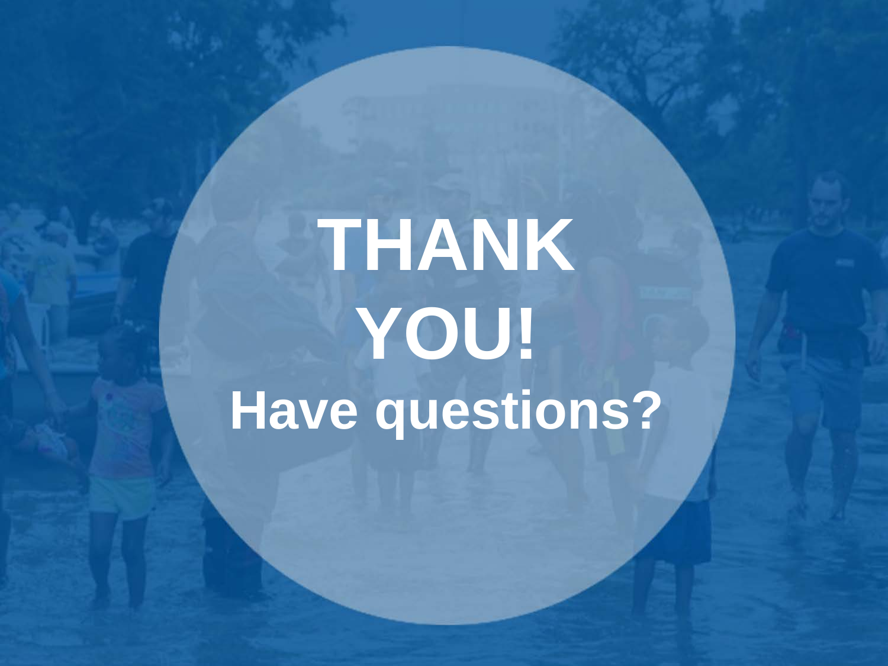# THANK YOU!

## Have questions?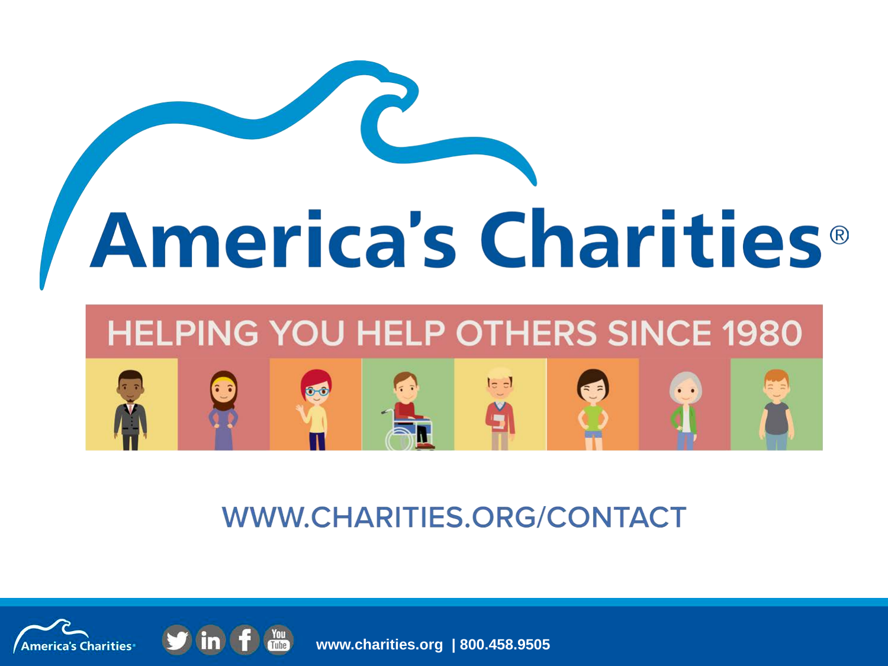# America's Charities®

HELPING YOU HELP OTHERS SINCE 1980

WWW.CHARITIES.ORG/CONTACT

America's Charities

**www.charities.org | 800.458.9505**